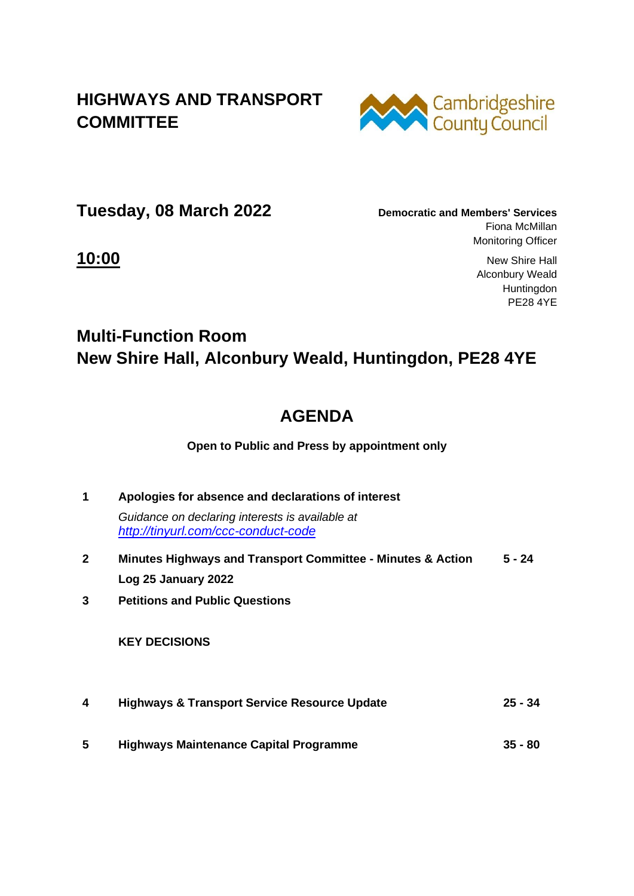# HIGHWAYS AND TRANSPORT COMMITTEE

Cambridgeshire County Council

## Tuesday, 08 March 2022

**Democratic and Members' Services**
Fiona McMillan
Monitoring Officer

New Shire Hall
Alconbury Weald
Huntingdon
PE28 4YE

## 10:00

## Multi-Function Room
## New Shire Hall, Alconbury Weald, Huntingdon, PE28 4YE

# AGENDA

**Open to Public and Press by appointment only**

| | | |
|---|---|---|
| **1** | **Apologies for absence and declarations of interest**<br>*Guidance on declaring interests is available at [http://tinyurl.com/ccc-conduct-code](http://tinyurl.com/ccc-conduct-code)* | |
| **2** | **Minutes Highways and Transport Committee - Minutes & Action Log 25 January 2022** | **5 - 24** |
| **3** | **Petitions and Public Questions** | |
| | **KEY DECISIONS** | |
| **4** | **Highways & Transport Service Resource Update** | **25 - 34** |
| **5** | **Highways Maintenance Capital Programme** | **35 - 80** |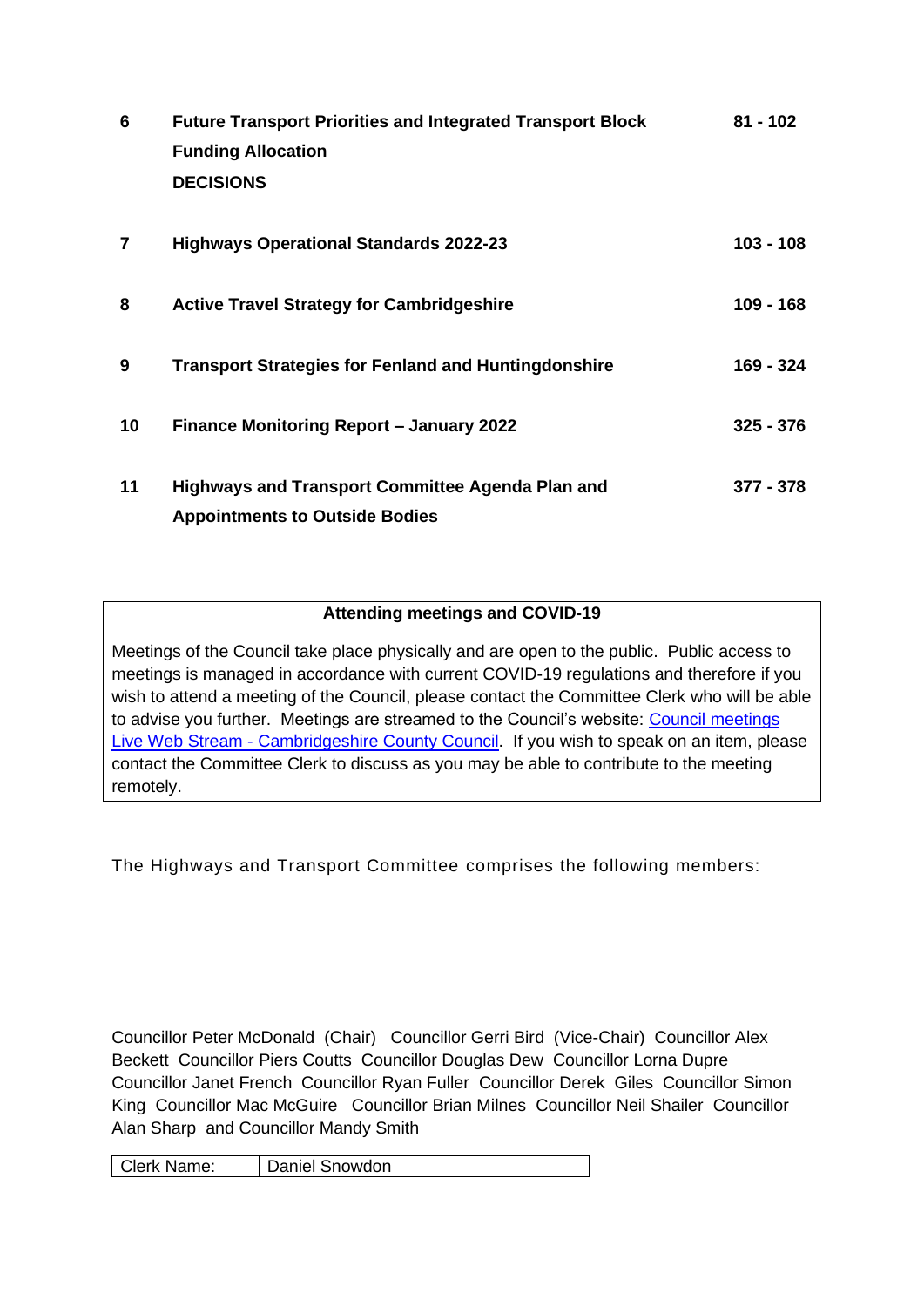| | | |
|---|---|---|
| 6 | **Future Transport Priorities and Integrated Transport Block Funding Allocation**<br>**DECISIONS** | 81 - 102 |
| 7 | **Highways Operational Standards 2022-23** | 103 - 108 |
| 8 | **Active Travel Strategy for Cambridgeshire** | 109 - 168 |
| 9 | **Transport Strategies for Fenland and Huntingdonshire** | 169 - 324 |
| 10 | **Finance Monitoring Report – January 2022** | 325 - 376 |
| 11 | **Highways and Transport Committee Agenda Plan and Appointments to Outside Bodies** | 377 - 378 |

**Attending meetings and COVID-19**

Meetings of the Council take place physically and are open to the public. Public access to meetings is managed in accordance with current COVID-19 regulations and therefore if you wish to attend a meeting of the Council, please contact the Committee Clerk who will be able to advise you further. Meetings are streamed to the Council's website: [Council meetings Live Web Stream - Cambridgeshire County Council](). If you wish to speak on an item, please contact the Committee Clerk to discuss as you may be able to contribute to the meeting remotely.

The Highways and Transport Committee comprises the following members:

Councillor Peter McDonald (Chair) Councillor Gerri Bird (Vice-Chair) Councillor Alex Beckett Councillor Piers Coutts Councillor Douglas Dew Councillor Lorna Dupre Councillor Janet French Councillor Ryan Fuller Councillor Derek Giles Councillor Simon King Councillor Mac McGuire Councillor Brian Milnes Councillor Neil Shailer Councillor Alan Sharp and Councillor Mandy Smith

| Clerk Name: | Daniel Snowdon |
|---|---|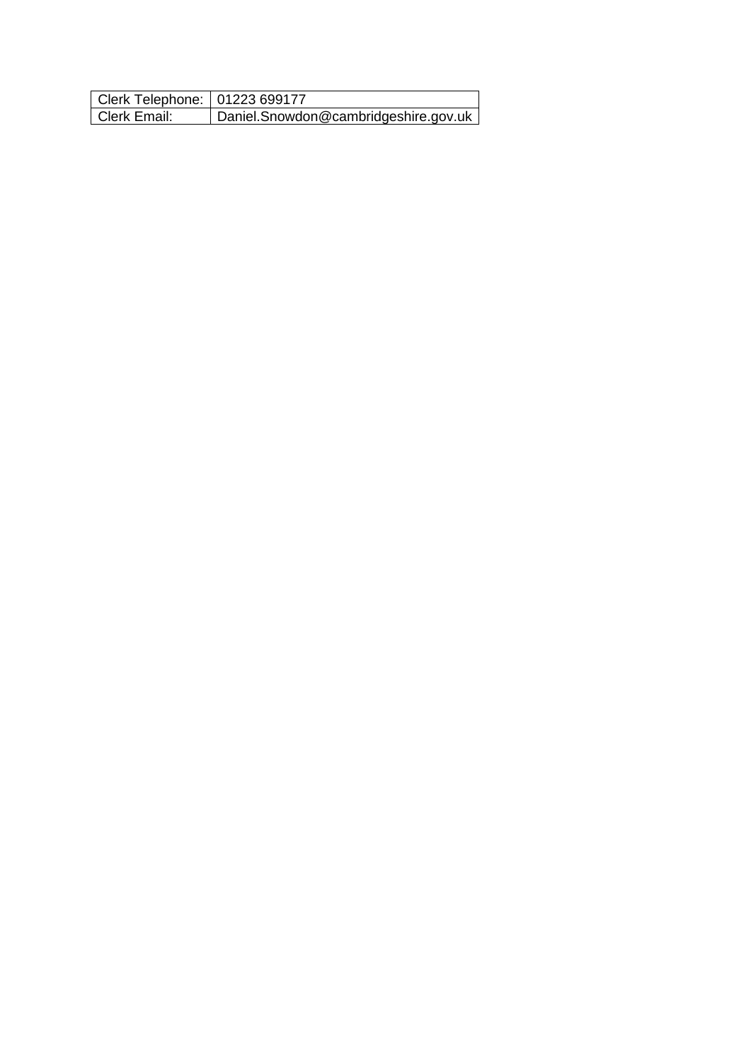| | |
|---|---|
| Clerk Telephone: | 01223 699177 |
| Clerk Email: | Daniel.Snowdon@cambridgeshire.gov.uk |